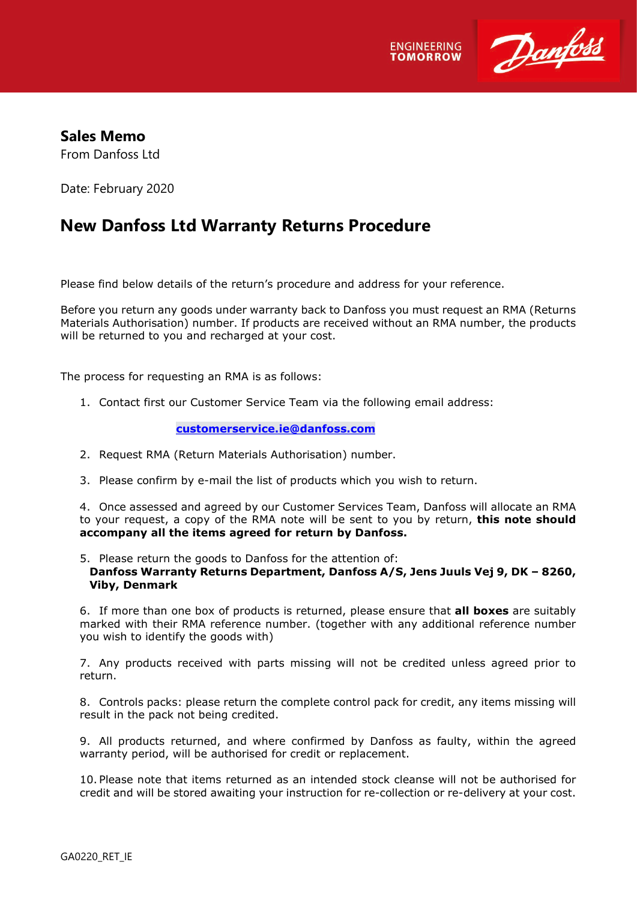**Sales Memo**
From Danfoss Ltd

Date: February 2020

# New Danfoss Ltd Warranty Returns Procedure

Please find below details of the return's procedure and address for your reference.

Before you return any goods under warranty back to Danfoss you must request an RMA (Returns Materials Authorisation) number. If products are received without an RMA number, the products will be returned to you and recharged at your cost.

The process for requesting an RMA is as follows:

1. Contact first our Customer Service Team via the following email address:

   **customerservice.ie@danfoss.com**

2. Request RMA (Return Materials Authorisation) number.

3. Please confirm by e-mail the list of products which you wish to return.

4. Once assessed and agreed by our Customer Services Team, Danfoss will allocate an RMA to your request, a copy of the RMA note will be sent to you by return, **this note should accompany all the items agreed for return by Danfoss.**

5. Please return the goods to Danfoss for the attention of:
   **Danfoss Warranty Returns Department, Danfoss A/S, Jens Juuls Vej 9, DK – 8260, Viby, Denmark**

6. If more than one box of products is returned, please ensure that **all boxes** are suitably marked with their RMA reference number. (together with any additional reference number you wish to identify the goods with)

7. Any products received with parts missing will not be credited unless agreed prior to return.

8. Controls packs: please return the complete control pack for credit, any items missing will result in the pack not being credited.

9. All products returned, and where confirmed by Danfoss as faulty, within the agreed warranty period, will be authorised for credit or replacement.

10. Please note that items returned as an intended stock cleanse will not be authorised for credit and will be stored awaiting your instruction for re-collection or re-delivery at your cost.

GA0220_RET_IE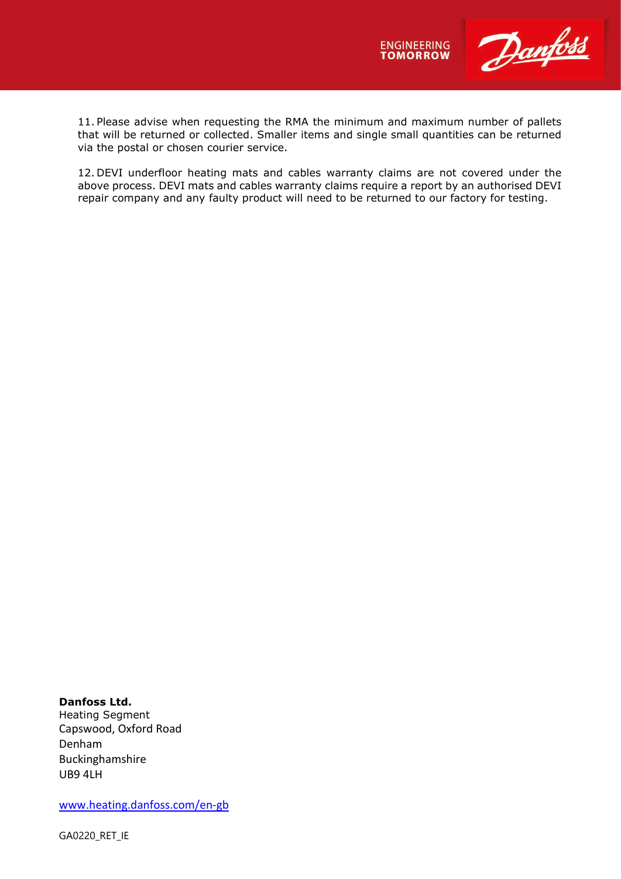11. Please advise when requesting the RMA the minimum and maximum number of pallets that will be returned or collected. Smaller items and single small quantities can be returned via the postal or chosen courier service.

12. DEVI underfloor heating mats and cables warranty claims are not covered under the above process. DEVI mats and cables warranty claims require a report by an authorised DEVI repair company and any faulty product will need to be returned to our factory for testing.

**Danfoss Ltd.**
Heating Segment
Capswood, Oxford Road
Denham
Buckinghamshire
UB9 4LH

[www.heating.danfoss.com/en-gb](http://www.heating.danfoss.com/en-gb)

GA0220_RET_IE